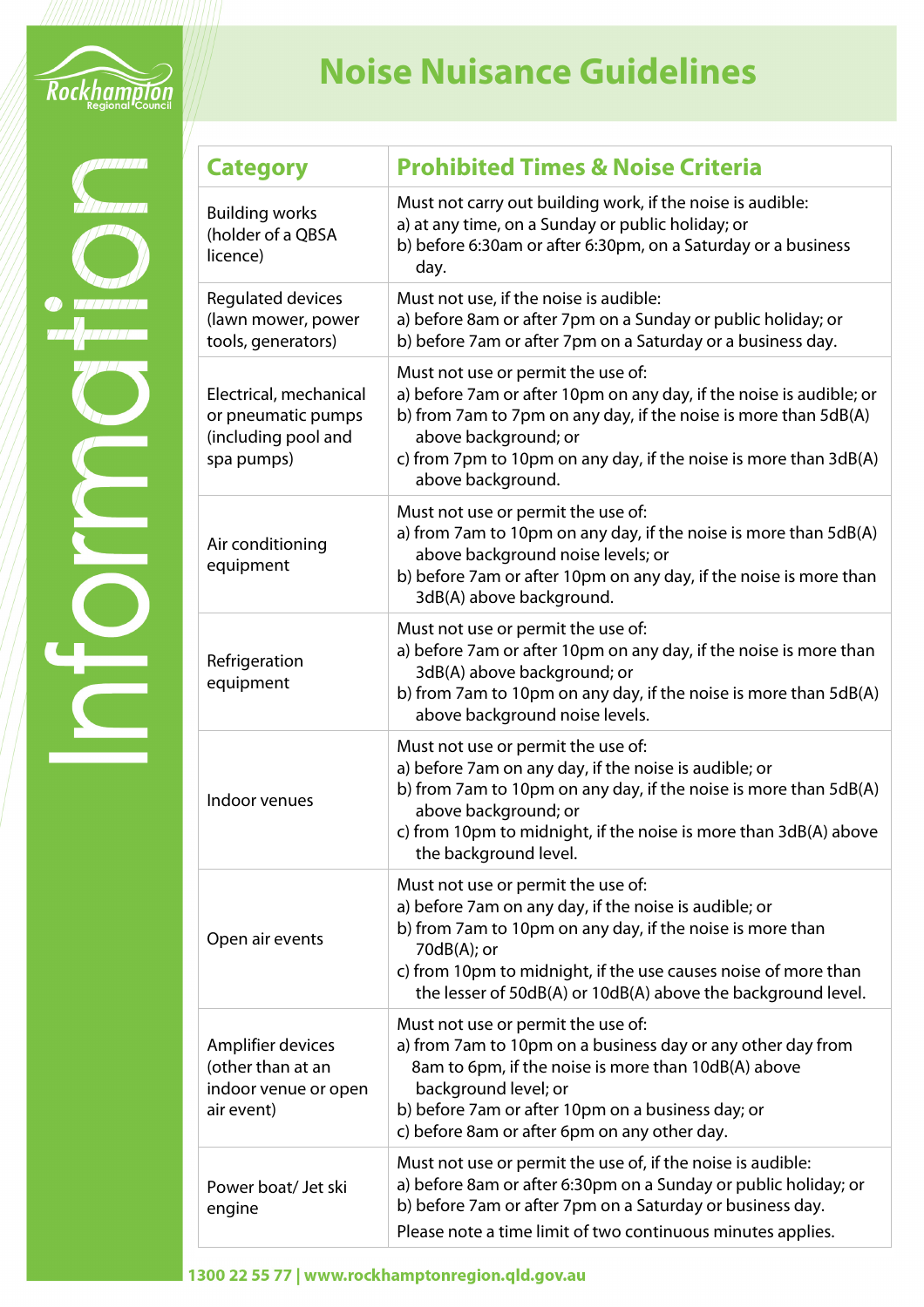# Noise Nuisance Guidelines

| Category | Prohibited Times & Noise Criteria |
|---|---|
| Building works (holder of a QBSA licence) | Must not carry out building work, if the noise is audible:<br>a) at any time, on a Sunday or public holiday; or<br>b) before 6:30am or after 6:30pm, on a Saturday or a business day. |
| Regulated devices (lawn mower, power tools, generators) | Must not use, if the noise is audible:<br>a) before 8am or after 7pm on a Sunday or public holiday; or<br>b) before 7am or after 7pm on a Saturday or a business day. |
| Electrical, mechanical or pneumatic pumps (including pool and spa pumps) | Must not use or permit the use of:<br>a) before 7am or after 10pm on any day, if the noise is audible; or<br>b) from 7am to 7pm on any day, if the noise is more than 5dB(A) above background; or<br>c) from 7pm to 10pm on any day, if the noise is more than 3dB(A) above background. |
| Air conditioning equipment | Must not use or permit the use of:<br>a) from 7am to 10pm on any day, if the noise is more than 5dB(A) above background noise levels; or<br>b) before 7am or after 10pm on any day, if the noise is more than 3dB(A) above background. |
| Refrigeration equipment | Must not use or permit the use of:<br>a) before 7am or after 10pm on any day, if the noise is more than 3dB(A) above background; or<br>b) from 7am to 10pm on any day, if the noise is more than 5dB(A) above background noise levels. |
| Indoor venues | Must not use or permit the use of:<br>a) before 7am on any day, if the noise is audible; or<br>b) from 7am to 10pm on any day, if the noise is more than 5dB(A) above background; or<br>c) from 10pm to midnight, if the noise is more than 3dB(A) above the background level. |
| Open air events | Must not use or permit the use of:<br>a) before 7am on any day, if the noise is audible; or<br>b) from 7am to 10pm on any day, if the noise is more than 70dB(A); or<br>c) from 10pm to midnight, if the use causes noise of more than the lesser of 50dB(A) or 10dB(A) above the background level. |
| Amplifier devices (other than at an indoor venue or open air event) | Must not use or permit the use of:<br>a) from 7am to 10pm on a business day or any other day from 8am to 6pm, if the noise is more than 10dB(A) above background level; or<br>b) before 7am or after 10pm on a business day; or<br>c) before 8am or after 6pm on any other day. |
| Power boat/ Jet ski engine | Must not use or permit the use of, if the noise is audible:<br>a) before 8am or after 6:30pm on a Sunday or public holiday; or<br>b) before 7am or after 7pm on a Saturday or business day.<br>Please note a time limit of two continuous minutes applies. |

1300 22 55 77 | www.rockhamptonregion.qld.gov.au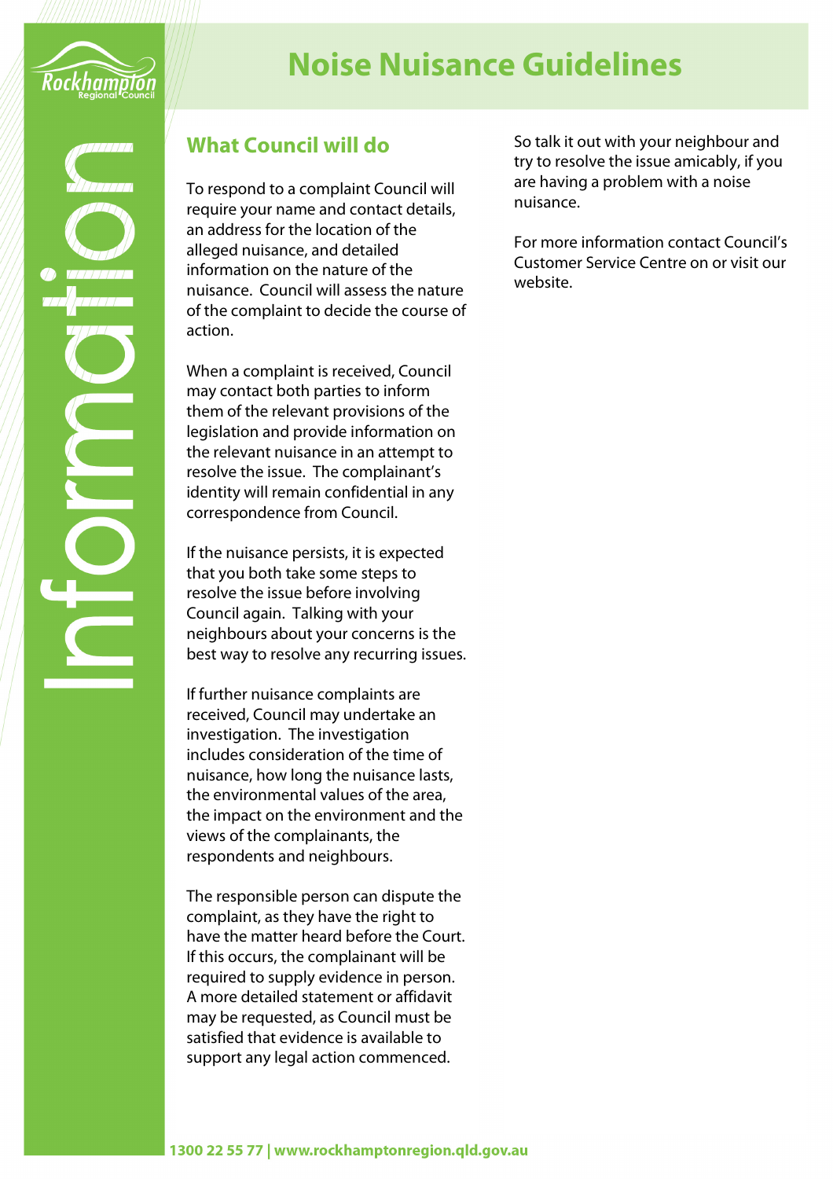# Noise Nuisance Guidelines

## What Council will do

To respond to a complaint Council will require your name and contact details, an address for the location of the alleged nuisance, and detailed information on the nature of the nuisance. Council will assess the nature of the complaint to decide the course of action.

When a complaint is received, Council may contact both parties to inform them of the relevant provisions of the legislation and provide information on the relevant nuisance in an attempt to resolve the issue. The complainant's identity will remain confidential in any correspondence from Council.

If the nuisance persists, it is expected that you both take some steps to resolve the issue before involving Council again. Talking with your neighbours about your concerns is the best way to resolve any recurring issues.

If further nuisance complaints are received, Council may undertake an investigation. The investigation includes consideration of the time of nuisance, how long the nuisance lasts, the environmental values of the area, the impact on the environment and the views of the complainants, the respondents and neighbours.

The responsible person can dispute the complaint, as they have the right to have the matter heard before the Court. If this occurs, the complainant will be required to supply evidence in person. A more detailed statement or affidavit may be requested, as Council must be satisfied that evidence is available to support any legal action commenced.

So talk it out with your neighbour and try to resolve the issue amicably, if you are having a problem with a noise nuisance.

For more information contact Council's Customer Service Centre on or visit our website.

**1300 22 55 77 | www.rockhamptonregion.qld.gov.au**